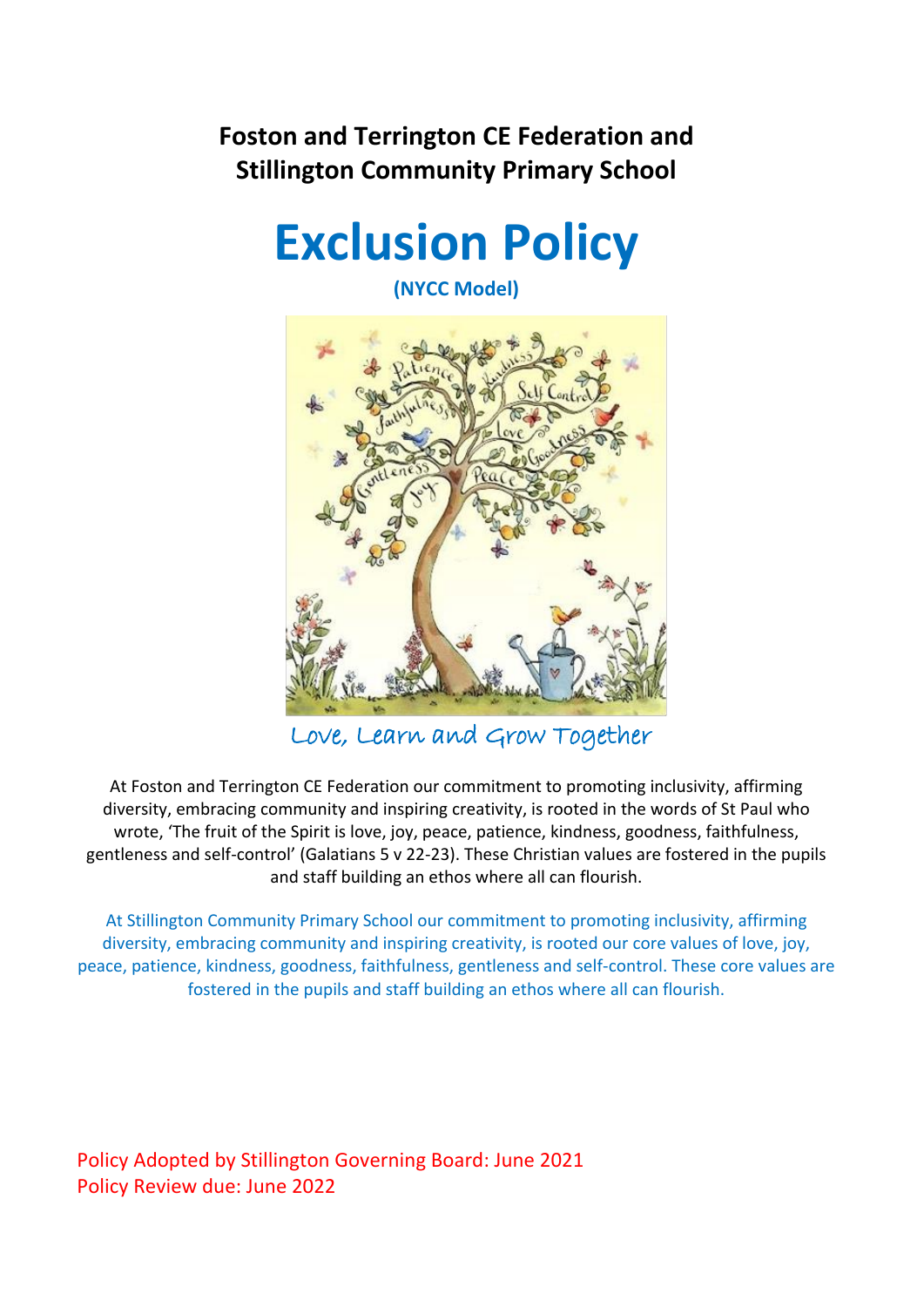**Foston and Terrington CE Federation and Stillington Community Primary School**

# Exclusion Policy

**(NYCC Model)**

Love, Learn and Grow Together

At Foston and Terrington CE Federation our commitment to promoting inclusivity, affirming diversity, embracing community and inspiring creativity, is rooted in the words of St Paul who wrote, 'The fruit of the Spirit is love, joy, peace, patience, kindness, goodness, faithfulness, gentleness and self-control' (Galatians 5 v 22-23). These Christian values are fostered in the pupils and staff building an ethos where all can flourish.

At Stillington Community Primary School our commitment to promoting inclusivity, affirming diversity, embracing community and inspiring creativity, is rooted our core values of love, joy, peace, patience, kindness, goodness, faithfulness, gentleness and self-control. These core values are fostered in the pupils and staff building an ethos where all can flourish.

Policy Adopted by Stillington Governing Board: June 2021
Policy Review due: June 2022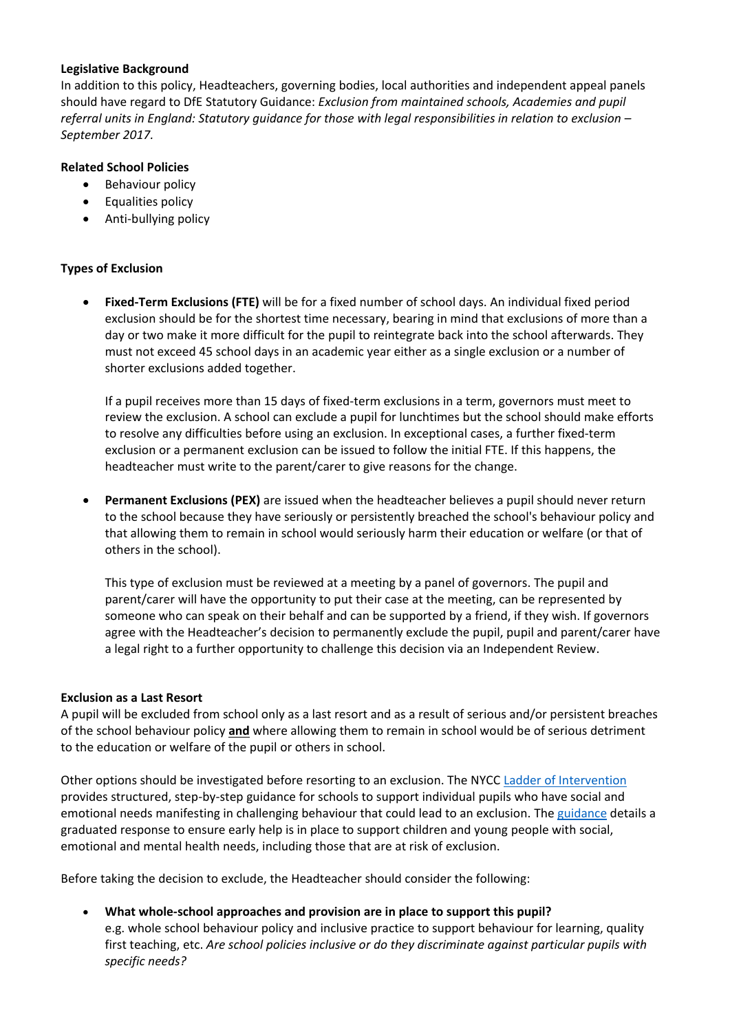**Legislative Background**
In addition to this policy, Headteachers, governing bodies, local authorities and independent appeal panels should have regard to DfE Statutory Guidance: *Exclusion from maintained schools, Academies and pupil referral units in England: Statutory guidance for those with legal responsibilities in relation to exclusion – September 2017.*

**Related School Policies**

- Behaviour policy
- Equalities policy
- Anti-bullying policy

**Types of Exclusion**

- **Fixed-Term Exclusions (FTE)** will be for a fixed number of school days. An individual fixed period exclusion should be for the shortest time necessary, bearing in mind that exclusions of more than a day or two make it more difficult for the pupil to reintegrate back into the school afterwards. They must not exceed 45 school days in an academic year either as a single exclusion or a number of shorter exclusions added together.

  If a pupil receives more than 15 days of fixed-term exclusions in a term, governors must meet to review the exclusion. A school can exclude a pupil for lunchtimes but the school should make efforts to resolve any difficulties before using an exclusion. In exceptional cases, a further fixed-term exclusion or a permanent exclusion can be issued to follow the initial FTE. If this happens, the headteacher must write to the parent/carer to give reasons for the change.

- **Permanent Exclusions (PEX)** are issued when the headteacher believes a pupil should never return to the school because they have seriously or persistently breached the school's behaviour policy and that allowing them to remain in school would seriously harm their education or welfare (or that of others in the school).

  This type of exclusion must be reviewed at a meeting by a panel of governors. The pupil and parent/carer will have the opportunity to put their case at the meeting, can be represented by someone who can speak on their behalf and can be supported by a friend, if they wish. If governors agree with the Headteacher's decision to permanently exclude the pupil, pupil and parent/carer have a legal right to a further opportunity to challenge this decision via an Independent Review.

**Exclusion as a Last Resort**
A pupil will be excluded from school only as a last resort and as a result of serious and/or persistent breaches of the school behaviour policy **and** where allowing them to remain in school would be of serious detriment to the education or welfare of the pupil or others in school.

Other options should be investigated before resorting to an exclusion. The NYCC Ladder of Intervention provides structured, step-by-step guidance for schools to support individual pupils who have social and emotional needs manifesting in challenging behaviour that could lead to an exclusion. The guidance details a graduated response to ensure early help is in place to support children and young people with social, emotional and mental health needs, including those that are at risk of exclusion.

Before taking the decision to exclude, the Headteacher should consider the following:

- **What whole-school approaches and provision are in place to support this pupil?**
  e.g. whole school behaviour policy and inclusive practice to support behaviour for learning, quality first teaching, etc. *Are school policies inclusive or do they discriminate against particular pupils with specific needs?*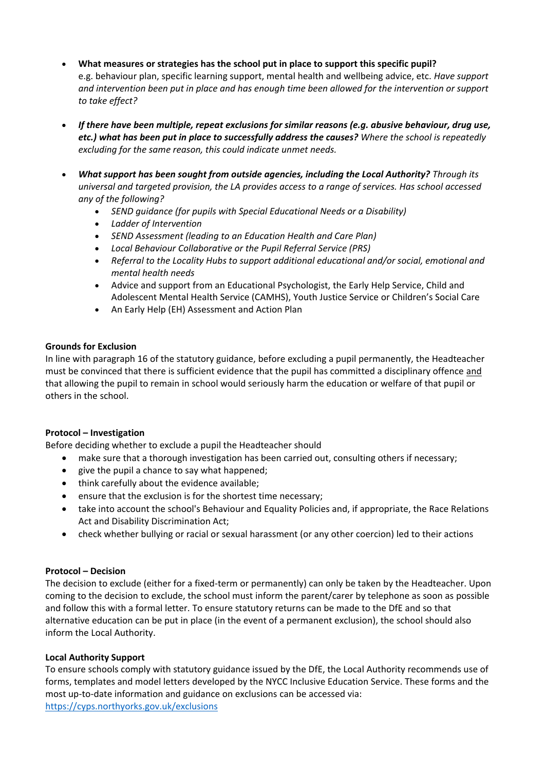- **What measures or strategies has the school put in place to support this specific pupil?** e.g. behaviour plan, specific learning support, mental health and wellbeing advice, etc. *Have support and intervention been put in place and has enough time been allowed for the intervention or support to take effect?*

- ***If there have been multiple, repeat exclusions for similar reasons (e.g. abusive behaviour, drug use, etc.) what has been put in place to successfully address the causes?*** *Where the school is repeatedly excluding for the same reason, this could indicate unmet needs.*

- ***What support has been sought from outside agencies, including the Local Authority?*** *Through its universal and targeted provision, the LA provides access to a range of services. Has school accessed any of the following?*
    - *SEND guidance (for pupils with Special Educational Needs or a Disability)*
    - *Ladder of Intervention*
    - *SEND Assessment (leading to an Education Health and Care Plan)*
    - *Local Behaviour Collaborative or the Pupil Referral Service (PRS)*
    - *Referral to the Locality Hubs to support additional educational and/or social, emotional and mental health needs*
    - Advice and support from an Educational Psychologist, the Early Help Service, Child and Adolescent Mental Health Service (CAMHS), Youth Justice Service or Children's Social Care
    - An Early Help (EH) Assessment and Action Plan

**Grounds for Exclusion**

In line with paragraph 16 of the statutory guidance, before excluding a pupil permanently, the Headteacher must be convinced that there is sufficient evidence that the pupil has committed a disciplinary offence and that allowing the pupil to remain in school would seriously harm the education or welfare of that pupil or others in the school.

**Protocol – Investigation**

Before deciding whether to exclude a pupil the Headteacher should

- make sure that a thorough investigation has been carried out, consulting others if necessary;
- give the pupil a chance to say what happened;
- think carefully about the evidence available;
- ensure that the exclusion is for the shortest time necessary;
- take into account the school's Behaviour and Equality Policies and, if appropriate, the Race Relations Act and Disability Discrimination Act;
- check whether bullying or racial or sexual harassment (or any other coercion) led to their actions

**Protocol – Decision**

The decision to exclude (either for a fixed-term or permanently) can only be taken by the Headteacher. Upon coming to the decision to exclude, the school must inform the parent/carer by telephone as soon as possible and follow this with a formal letter. To ensure statutory returns can be made to the DfE and so that alternative education can be put in place (in the event of a permanent exclusion), the school should also inform the Local Authority.

**Local Authority Support**

To ensure schools comply with statutory guidance issued by the DfE, the Local Authority recommends use of forms, templates and model letters developed by the NYCC Inclusive Education Service. These forms and the most up-to-date information and guidance on exclusions can be accessed via: https://cyps.northyorks.gov.uk/exclusions